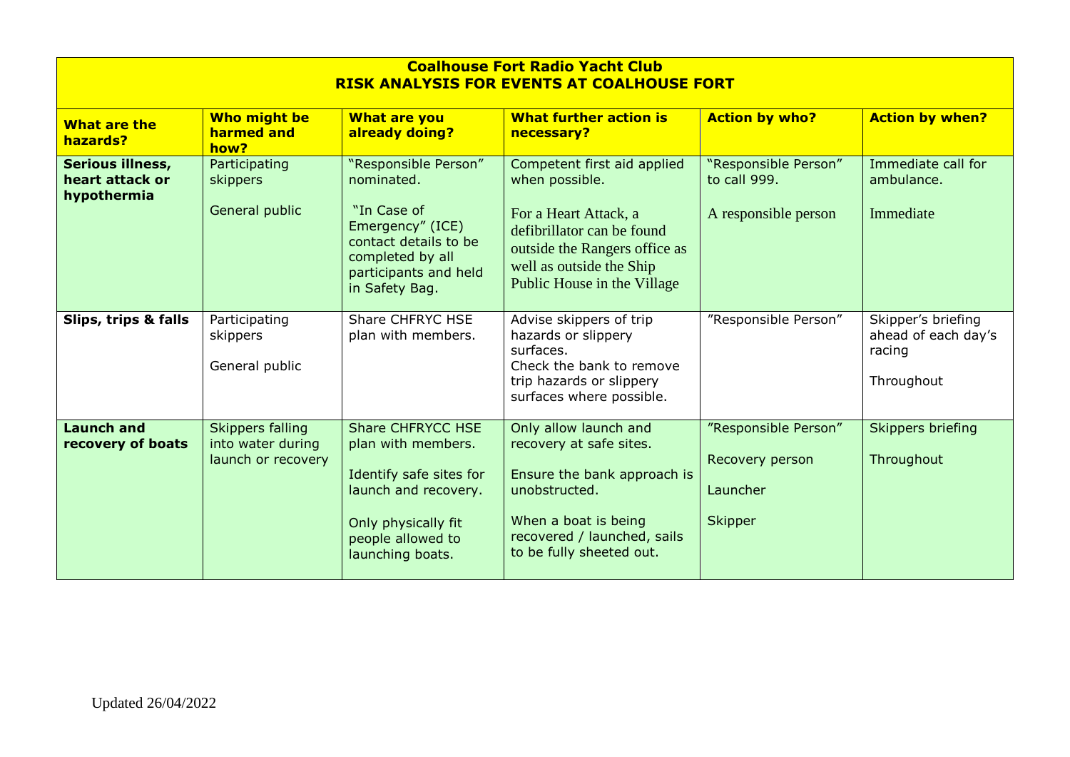**Coalhouse Fort Radio Yacht Club**
**RISK ANALYSIS FOR EVENTS AT COALHOUSE FORT**

| What are the hazards? | Who might be harmed and how? | What are you already doing? | What further action is necessary? | Action by who? | Action by when? |
|---|---|---|---|---|---|
| **Serious illness, heart attack or hypothermia** | Participating skippers<br><br>General public | "Responsible Person" nominated.<br><br>"In Case of Emergency" (ICE) contact details to be completed by all participants and held in Safety Bag. | Competent first aid applied when possible.<br><br>For a Heart Attack, a defibrillator can be found outside the Rangers office as well as outside the Ship Public House in the Village | "Responsible Person" to call 999.<br><br>A responsible person | Immediate call for ambulance.<br><br>Immediate |
| **Slips, trips & falls** | Participating skippers<br><br>General public | Share CHFRYC HSE plan with members. | Advise skippers of trip hazards or slippery surfaces.<br>Check the bank to remove trip hazards or slippery surfaces where possible. | "Responsible Person" | Skipper's briefing ahead of each day's racing<br><br>Throughout |
| **Launch and recovery of boats** | Skippers falling into water during launch or recovery | Share CHFRYCC HSE plan with members.<br><br>Identify safe sites for launch and recovery.<br><br>Only physically fit people allowed to launching boats. | Only allow launch and recovery at safe sites.<br><br>Ensure the bank approach is unobstructed.<br><br>When a boat is being recovered / launched, sails to be fully sheeted out. | "Responsible Person"<br><br>Recovery person<br><br>Launcher<br><br>Skipper | Skippers briefing<br><br>Throughout |

Updated 26/04/2022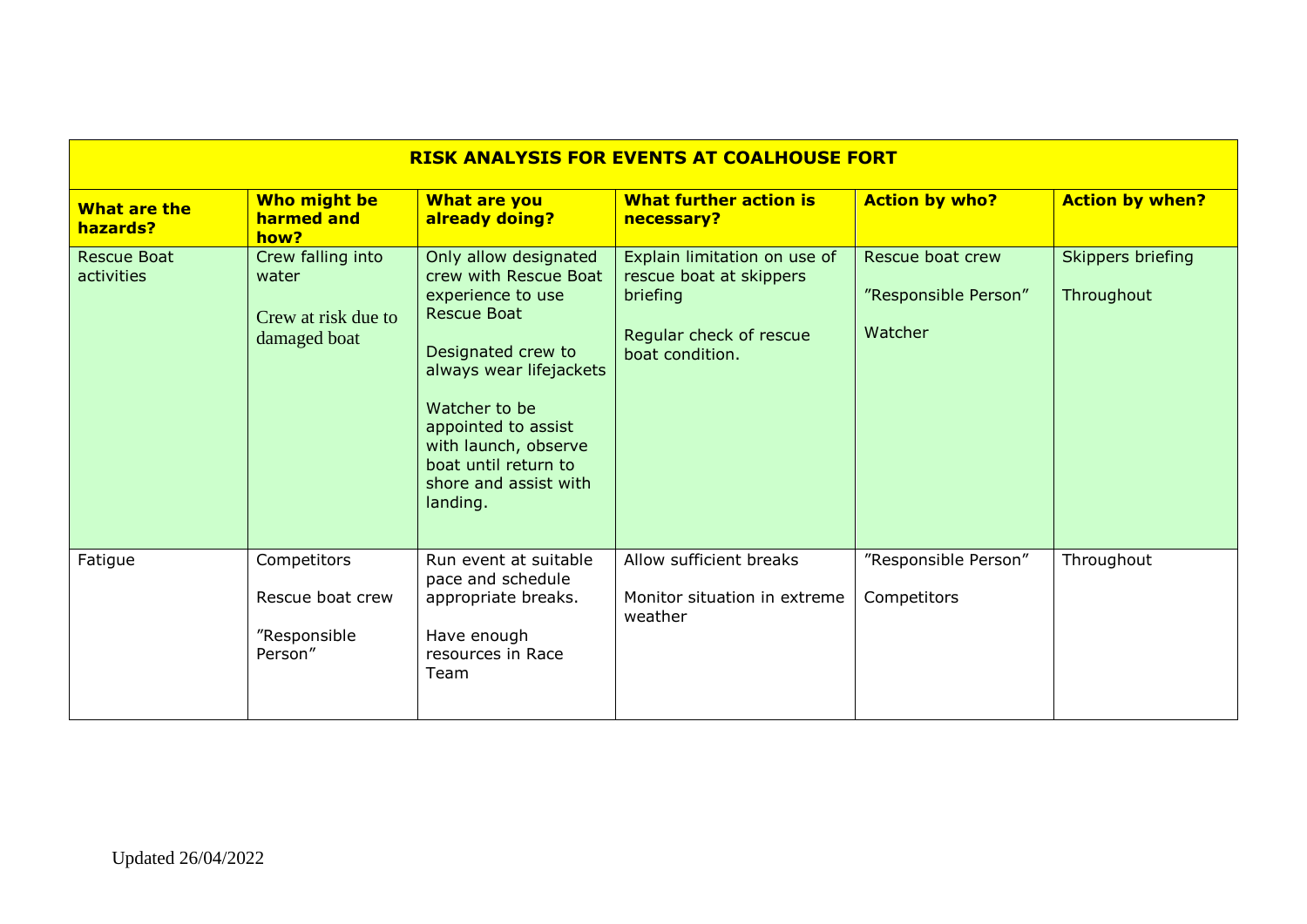| RISK ANALYSIS FOR EVENTS AT COALHOUSE FORT | | | | | |
|---|---|---|---|---|---|
| **What are the hazards?** | **Who might be harmed and how?** | **What are you already doing?** | **What further action is necessary?** | **Action by who?** | **Action by when?** |
| Rescue Boat activities | Crew falling into water<br><br>Crew at risk due to damaged boat | Only allow designated crew with Rescue Boat experience to use Rescue Boat<br><br>Designated crew to always wear lifejackets<br><br>Watcher to be appointed to assist with launch, observe boat until return to shore and assist with landing. | Explain limitation on use of rescue boat at skippers briefing<br><br>Regular check of rescue boat condition. | Rescue boat crew<br><br>"Responsible Person"<br><br>Watcher | Skippers briefing<br><br>Throughout |
| Fatigue | Competitors<br><br>Rescue boat crew<br><br>"Responsible Person" | Run event at suitable pace and schedule appropriate breaks.<br><br>Have enough resources in Race Team | Allow sufficient breaks<br><br>Monitor situation in extreme weather | "Responsible Person"<br><br>Competitors | Throughout |

Updated 26/04/2022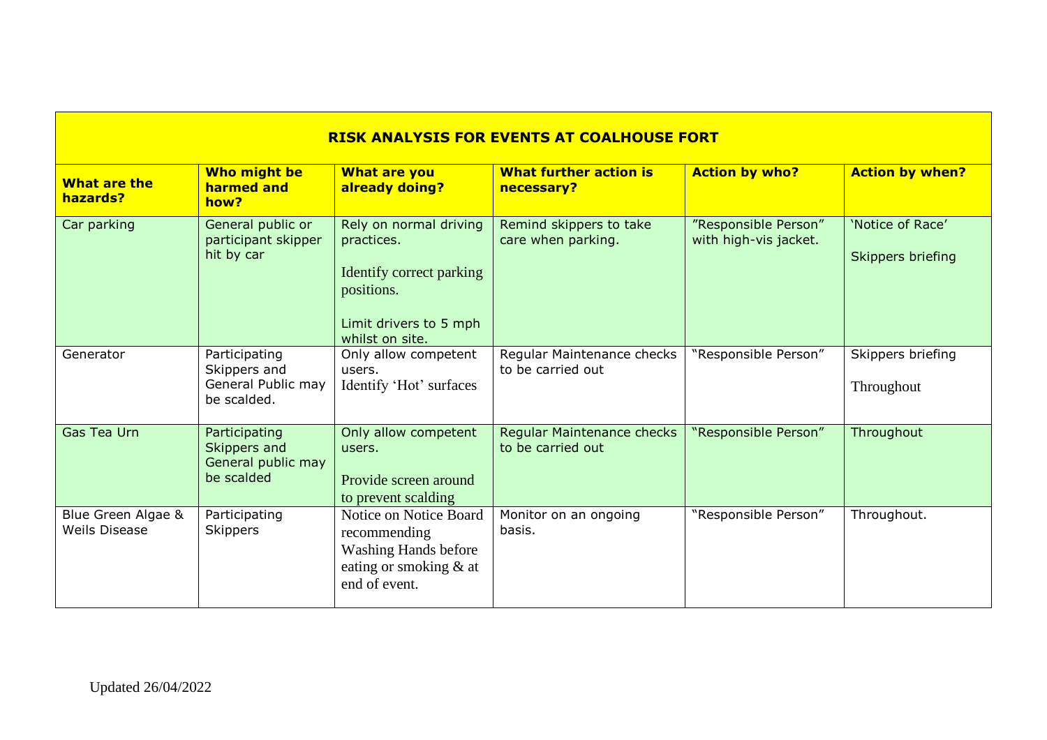| RISK ANALYSIS FOR EVENTS AT COALHOUSE FORT | | | | | |
|---|---|---|---|---|---|
| **What are the hazards?** | **Who might be harmed and how?** | **What are you already doing?** | **What further action is necessary?** | **Action by who?** | **Action by when?** |
| Car parking | General public or participant skipper hit by car | Rely on normal driving practices.<br><br>Identify correct parking positions.<br><br>Limit drivers to 5 mph whilst on site. | Remind skippers to take care when parking. | "Responsible Person" with high-vis jacket. | 'Notice of Race'<br><br>Skippers briefing |
| Generator | Participating Skippers and General Public may be scalded. | Only allow competent users.<br>Identify 'Hot' surfaces | Regular Maintenance checks to be carried out | "Responsible Person" | Skippers briefing<br><br>Throughout |
| Gas Tea Urn | Participating Skippers and General public may be scalded | Only allow competent users.<br><br>Provide screen around to prevent scalding | Regular Maintenance checks to be carried out | "Responsible Person" | Throughout |
| Blue Green Algae & Weils Disease | Participating Skippers | Notice on Notice Board recommending Washing Hands before eating or smoking & at end of event. | Monitor on an ongoing basis. | "Responsible Person" | Throughout. |

Updated 26/04/2022